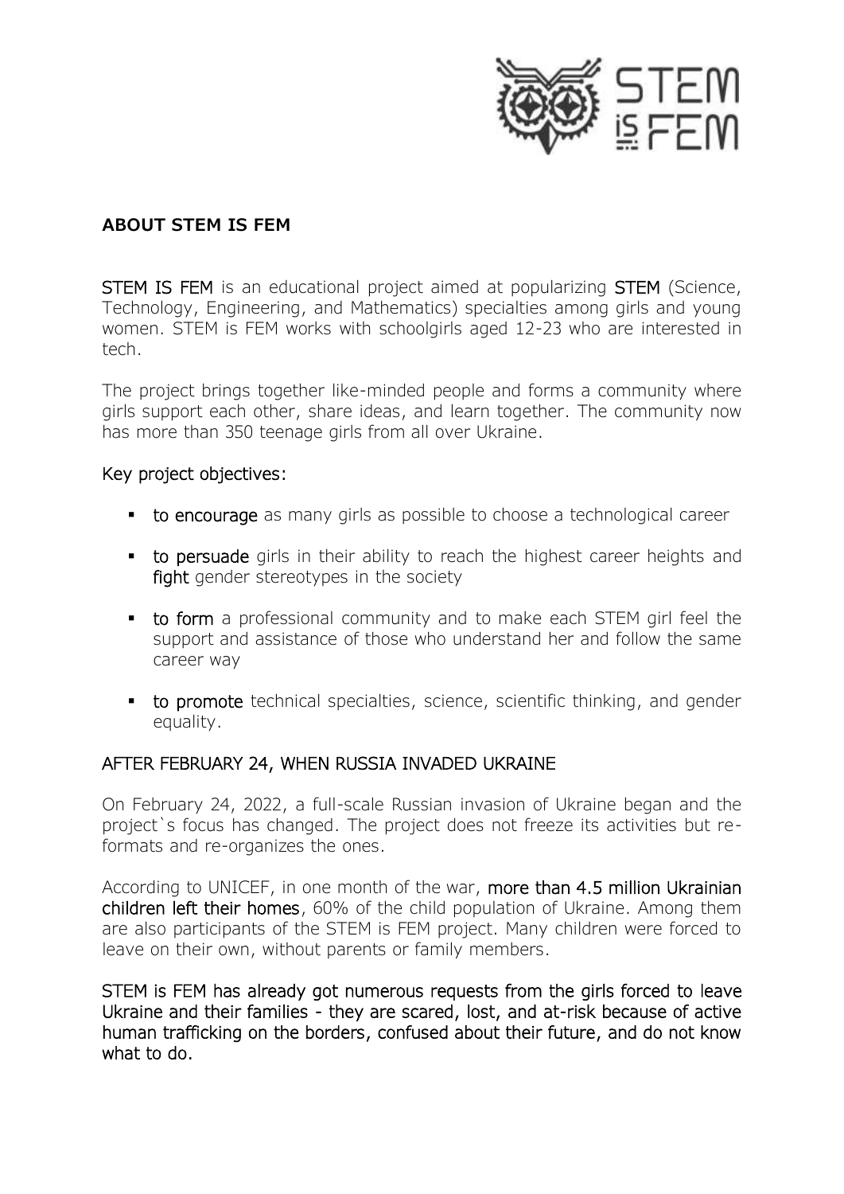## ABOUT STEM IS FEM

**STEM IS FEM** is an educational project aimed at popularizing **STEM** (Science, Technology, Engineering, and Mathematics) specialties among girls and young women. STEM is FEM works with schoolgirls aged 12-23 who are interested in tech.

The project brings together like-minded people and forms a community where girls support each other, share ideas, and learn together. The community now has more than 350 teenage girls from all over Ukraine.

### Key project objectives:

- **to encourage** as many girls as possible to choose a technological career
- **to persuade** girls in their ability to reach the highest career heights and **fight** gender stereotypes in the society
- **to form** a professional community and to make each STEM girl feel the support and assistance of those who understand her and follow the same career way
- **to promote** technical specialties, science, scientific thinking, and gender equality.

### AFTER FEBRUARY 24, WHEN RUSSIA INVADED UKRAINE

On February 24, 2022, a full-scale Russian invasion of Ukraine began and the project`s focus has changed. The project does not freeze its activities but re-formats and re-organizes the ones.

According to UNICEF, in one month of the war, **more than 4.5 million Ukrainian children left their homes**, 60% of the child population of Ukraine. Among them are also participants of the STEM is FEM project. Many children were forced to leave on their own, without parents or family members.

**STEM is FEM has already got numerous requests from the girls forced to leave Ukraine and their families - they are scared, lost, and at-risk because of active human trafficking on the borders, confused about their future, and do not know what to do.**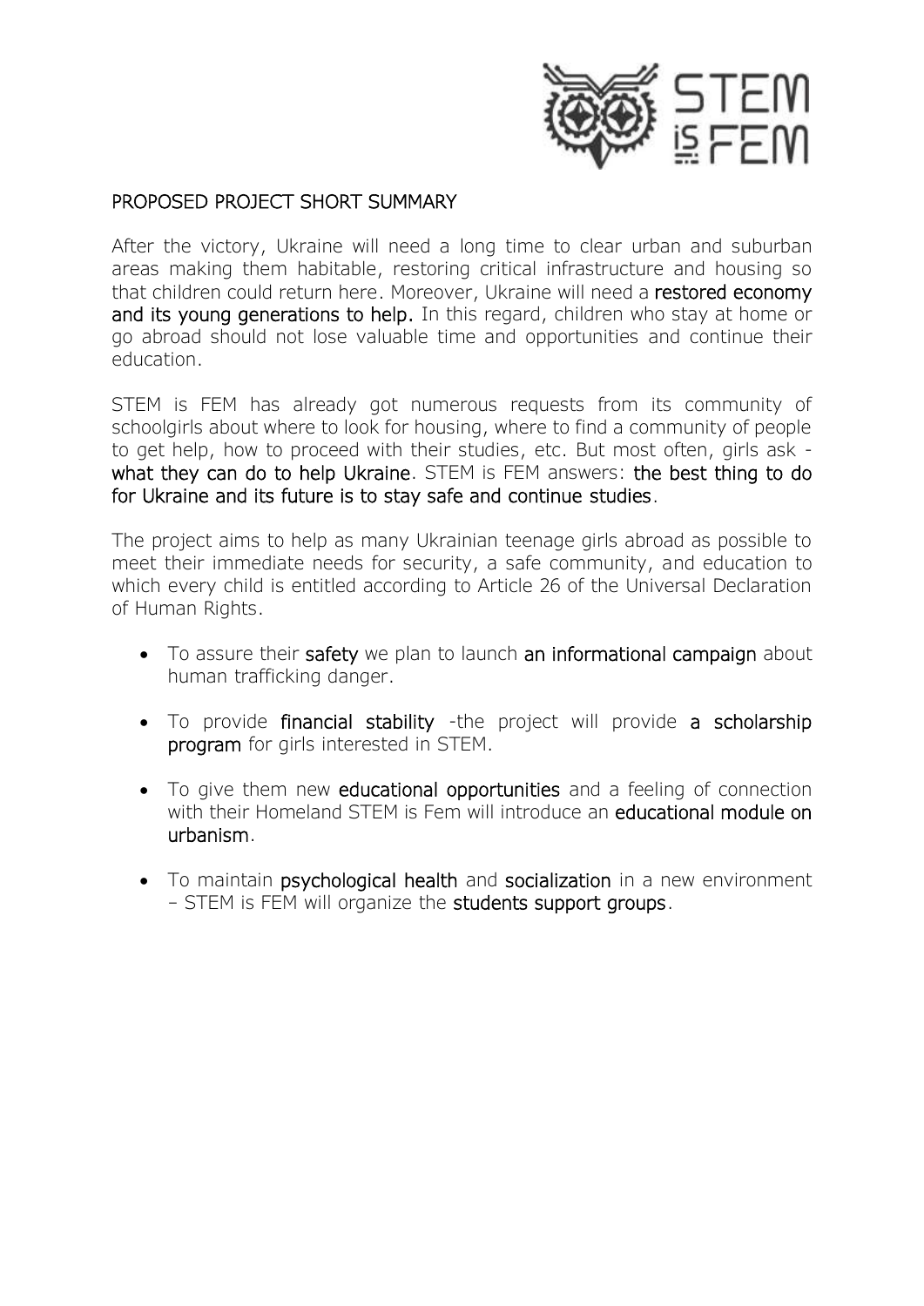## PROPOSED PROJECT SHORT SUMMARY

After the victory, Ukraine will need a long time to clear urban and suburban areas making them habitable, restoring critical infrastructure and housing so that children could return here. Moreover, Ukraine will need a **restored economy and its young generations to help.** In this regard, children who stay at home or go abroad should not lose valuable time and opportunities and continue their education.

STEM is FEM has already got numerous requests from its community of schoolgirls about where to look for housing, where to find a community of people to get help, how to proceed with their studies, etc. But most often, girls ask - **what they can do to help Ukraine**. STEM is FEM answers: **the best thing to do for Ukraine and its future is to stay safe and continue studies**.

The project aims to help as many Ukrainian teenage girls abroad as possible to meet their immediate needs for security, a safe community, and education to which every child is entitled according to Article 26 of the Universal Declaration of Human Rights.

- To assure their **safety** we plan to launch **an informational campaign** about human trafficking danger.
- To provide **financial stability** -the project will provide **a scholarship program** for girls interested in STEM.
- To give them new **educational opportunities** and a feeling of connection with their Homeland STEM is Fem will introduce an **educational module on urbanism**.
- To maintain **psychological health** and **socialization** in a new environment – STEM is FEM will organize the **students support groups**.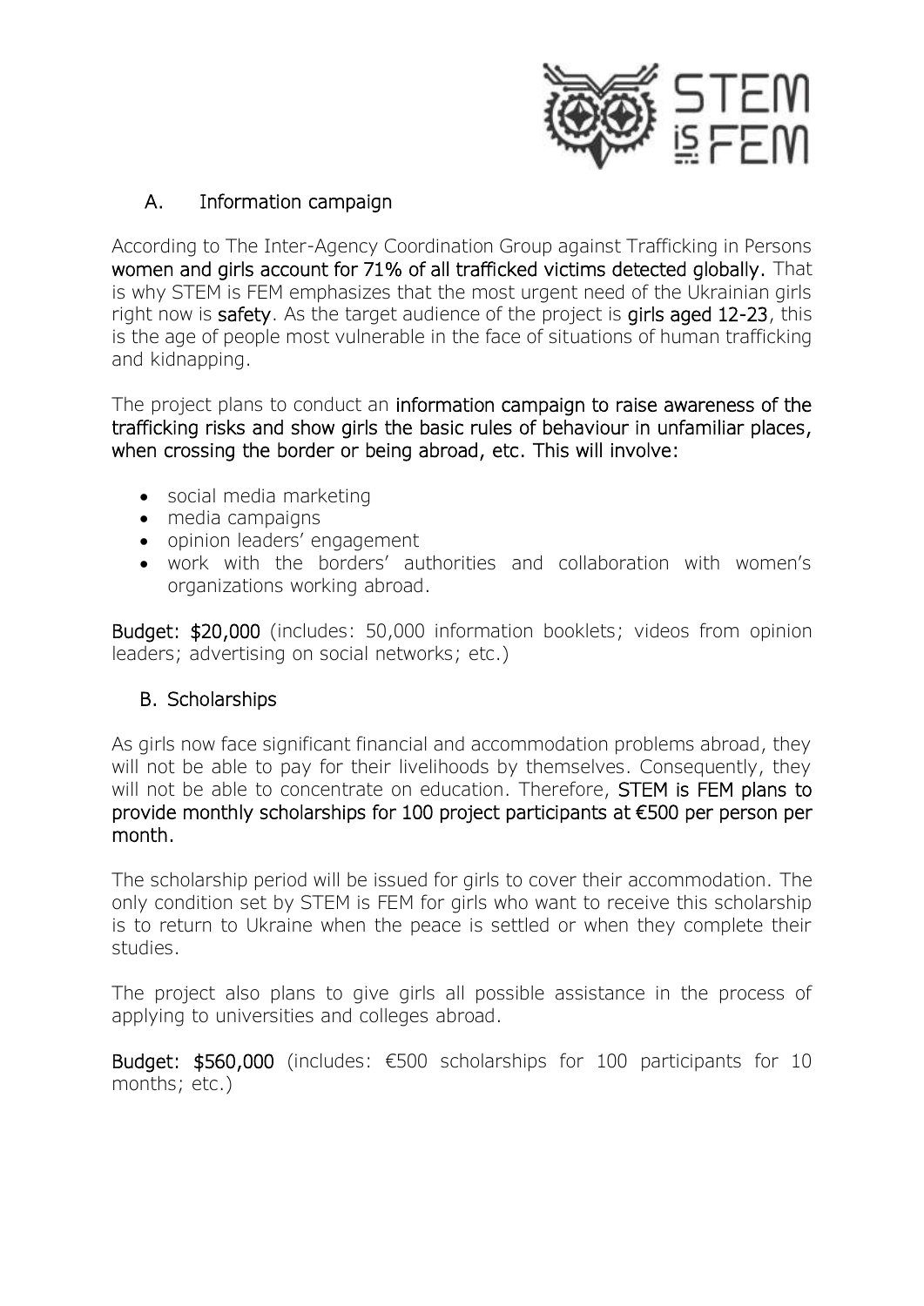## A. Information campaign

According to The Inter-Agency Coordination Group against Trafficking in Persons **women and girls account for 71% of all trafficked victims detected globally.** That is why STEM is FEM emphasizes that the most urgent need of the Ukrainian girls right now is **safety**. As the target audience of the project is **girls aged 12-23**, this is the age of people most vulnerable in the face of situations of human trafficking and kidnapping.

The project plans to conduct an **information campaign to raise awareness of the trafficking risks and show girls the basic rules of behaviour in unfamiliar places, when crossing the border or being abroad, etc. This will involve:**

- social media marketing
- media campaigns
- opinion leaders' engagement
- work with the borders' authorities and collaboration with women's organizations working abroad.

**Budget: $20,000** (includes: 50,000 information booklets; videos from opinion leaders; advertising on social networks; etc.)

## B. Scholarships

As girls now face significant financial and accommodation problems abroad, they will not be able to pay for their livelihoods by themselves. Consequently, they will not be able to concentrate on education. Therefore, **STEM is FEM plans to provide monthly scholarships for 100 project participants at €500 per person per month.**

The scholarship period will be issued for girls to cover their accommodation. The only condition set by STEM is FEM for girls who want to receive this scholarship is to return to Ukraine when the peace is settled or when they complete their studies.

The project also plans to give girls all possible assistance in the process of applying to universities and colleges abroad.

**Budget: $560,000** (includes: €500 scholarships for 100 participants for 10 months; etc.)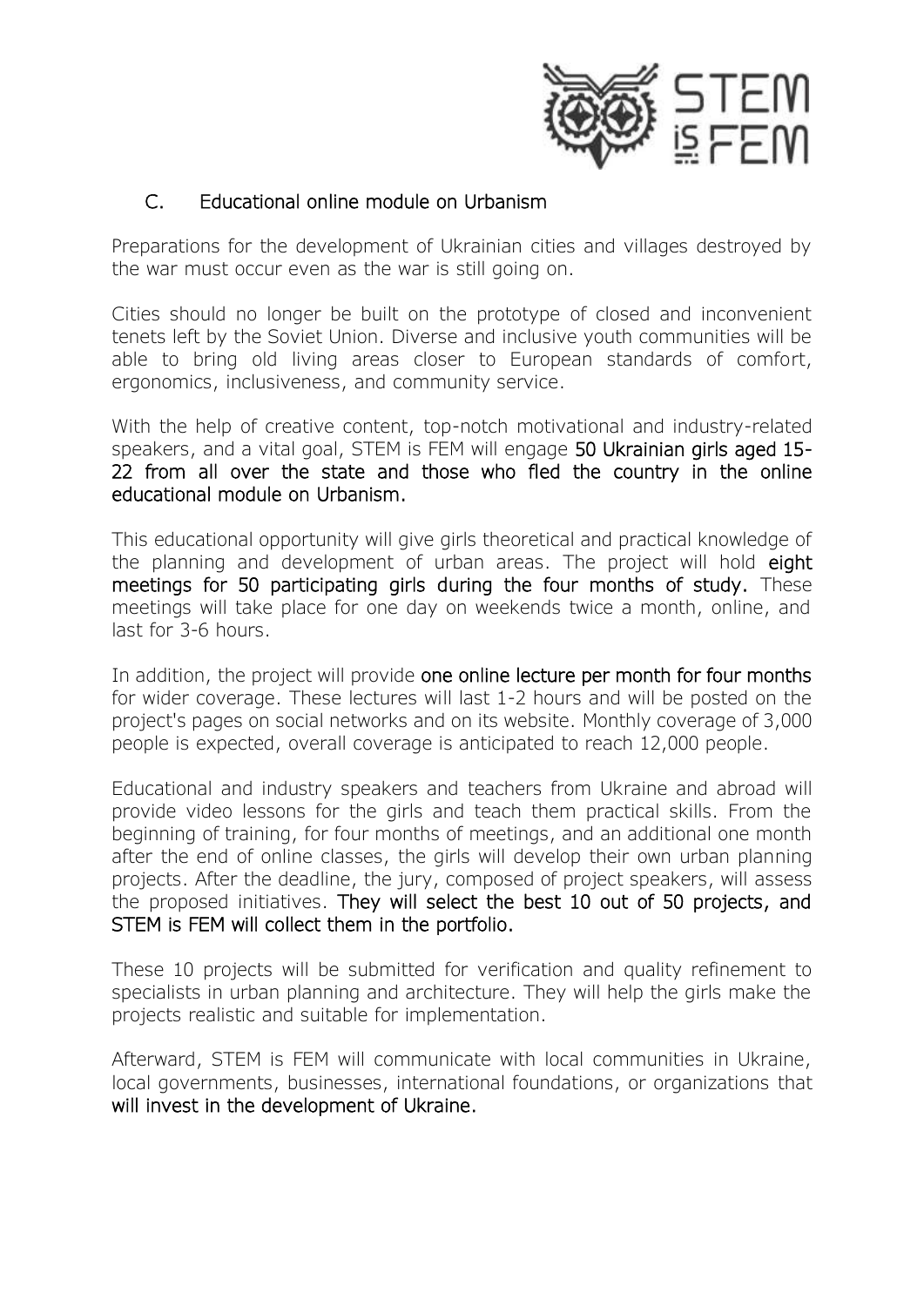## C. Educational online module on Urbanism

Preparations for the development of Ukrainian cities and villages destroyed by the war must occur even as the war is still going on.

Cities should no longer be built on the prototype of closed and inconvenient tenets left by the Soviet Union. Diverse and inclusive youth communities will be able to bring old living areas closer to European standards of comfort, ergonomics, inclusiveness, and community service.

With the help of creative content, top-notch motivational and industry-related speakers, and a vital goal, STEM is FEM will engage **50 Ukrainian girls aged 15-22 from all over the state and those who fled the country in the online educational module on Urbanism.**

This educational opportunity will give girls theoretical and practical knowledge of the planning and development of urban areas. The project will hold **eight meetings for 50 participating girls during the four months of study.** These meetings will take place for one day on weekends twice a month, online, and last for 3-6 hours.

In addition, the project will provide **one online lecture per month for four months** for wider coverage. These lectures will last 1-2 hours and will be posted on the project's pages on social networks and on its website. Monthly coverage of 3,000 people is expected, overall coverage is anticipated to reach 12,000 people.

Educational and industry speakers and teachers from Ukraine and abroad will provide video lessons for the girls and teach them practical skills. From the beginning of training, for four months of meetings, and an additional one month after the end of online classes, the girls will develop their own urban planning projects. After the deadline, the jury, composed of project speakers, will assess the proposed initiatives. **They will select the best 10 out of 50 projects, and STEM is FEM will collect them in the portfolio.**

These 10 projects will be submitted for verification and quality refinement to specialists in urban planning and architecture. They will help the girls make the projects realistic and suitable for implementation.

Afterward, STEM is FEM will communicate with local communities in Ukraine, local governments, businesses, international foundations, or organizations that **will invest in the development of Ukraine.**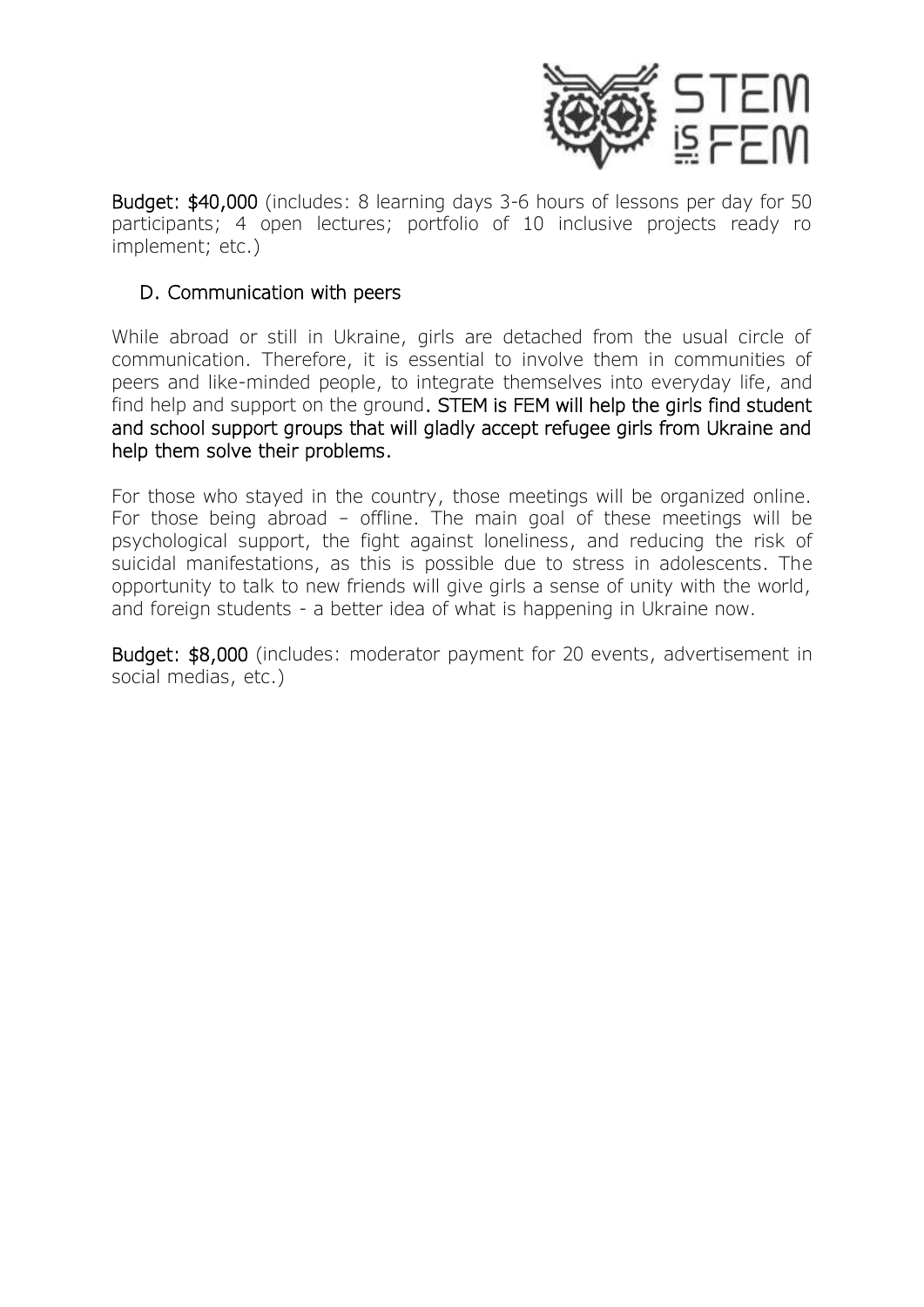**Budget: $40,000** (includes: 8 learning days 3-6 hours of lessons per day for 50 participants; 4 open lectures; portfolio of 10 inclusive projects ready ro implement; etc.)

## D. Communication with peers

While abroad or still in Ukraine, girls are detached from the usual circle of communication. Therefore, it is essential to involve them in communities of peers and like-minded people, to integrate themselves into everyday life, and find help and support on the ground. **STEM is FEM will help the girls find student and school support groups that will gladly accept refugee girls from Ukraine and help them solve their problems.**

For those who stayed in the country, those meetings will be organized online. For those being abroad – offline. The main goal of these meetings will be psychological support, the fight against loneliness, and reducing the risk of suicidal manifestations, as this is possible due to stress in adolescents. The opportunity to talk to new friends will give girls a sense of unity with the world, and foreign students - a better idea of what is happening in Ukraine now.

**Budget: $8,000** (includes: moderator payment for 20 events, advertisement in social medias, etc.)